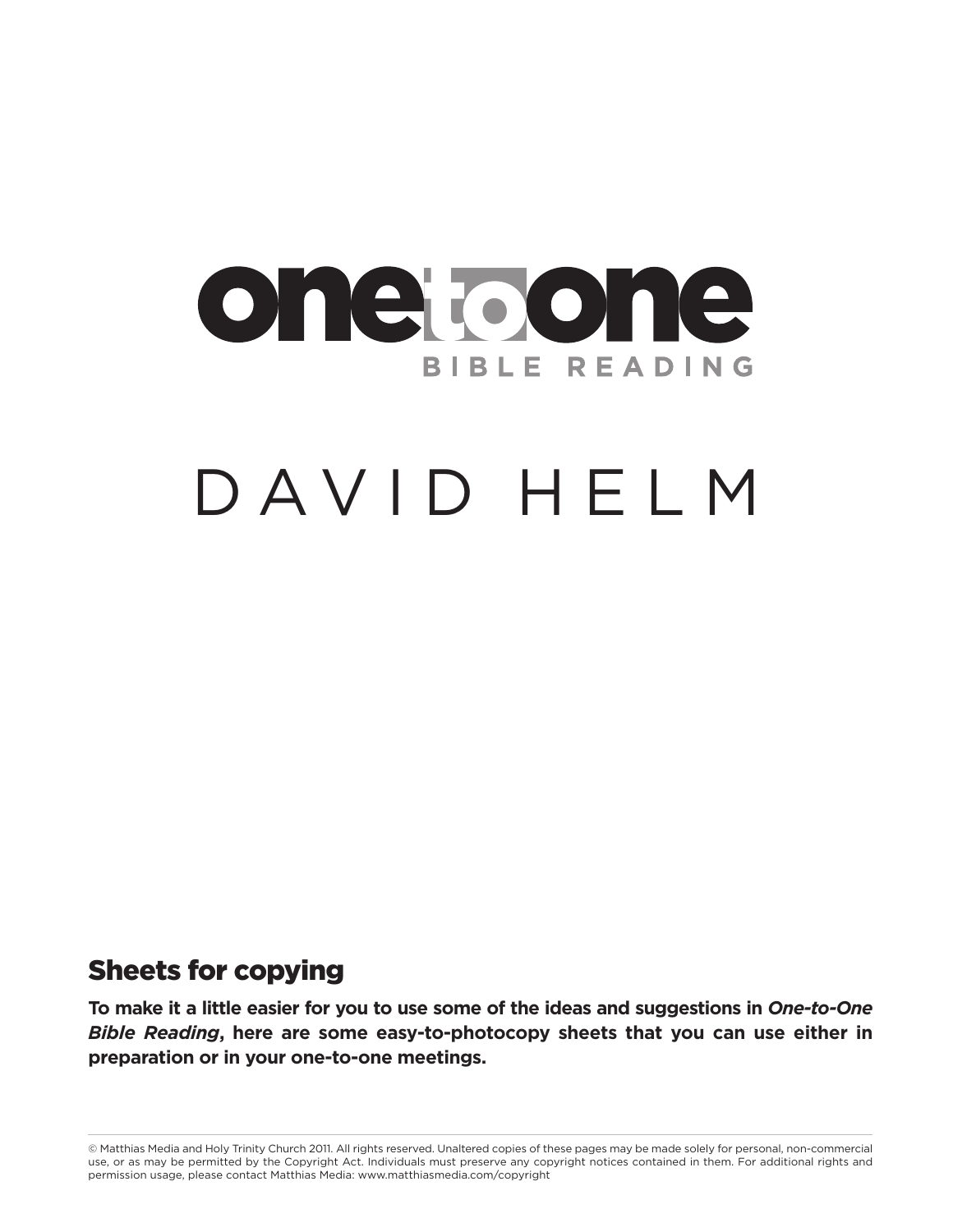# one to one

## BIBLE READING

DAVID HELM

## Sheets for copying

**To make it a little easier for you to use some of the ideas and suggestions in *One-to-One Bible Reading*, here are some easy-to-photocopy sheets that you can use either in preparation or in your one-to-one meetings.**

© Matthias Media and Holy Trinity Church 2011. All rights reserved. Unaltered copies of these pages may be made solely for personal, non-commercial use, or as may be permitted by the Copyright Act. Individuals must preserve any copyright notices contained in them. For additional rights and permission usage, please contact Matthias Media: www.matthiasmedia.com/copyright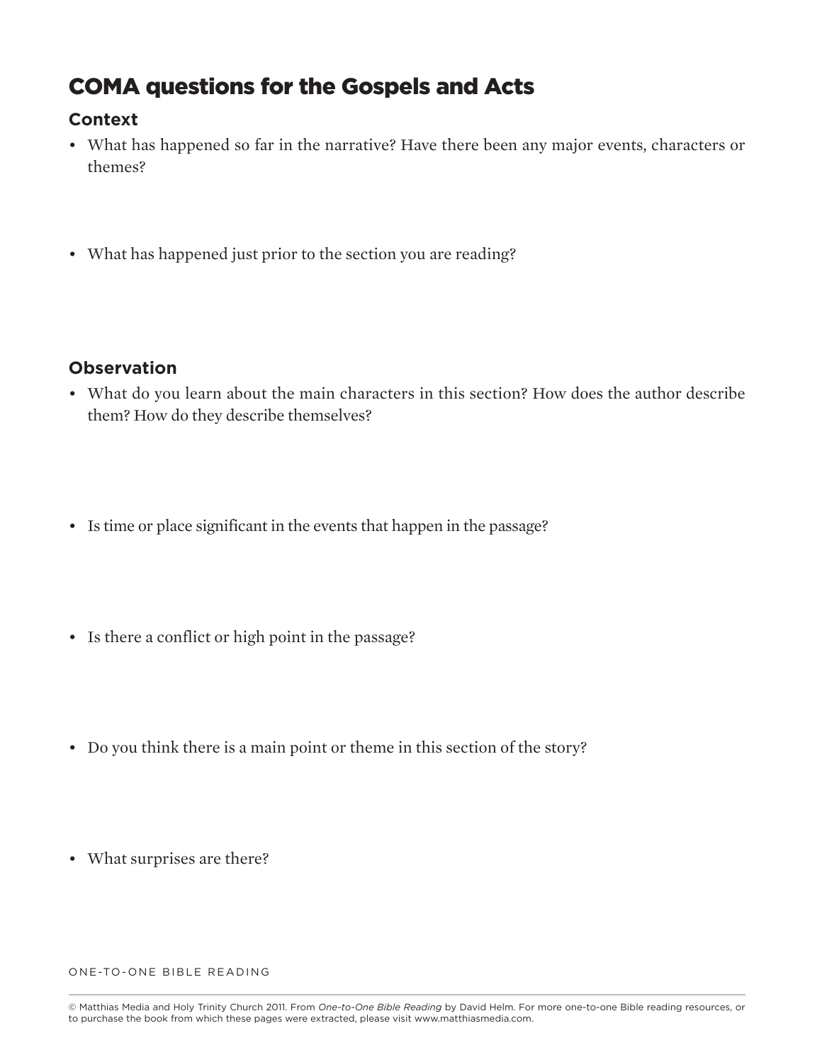# COMA questions for the Gospels and Acts

## Context

- What has happened so far in the narrative? Have there been any major events, characters or themes?
- What has happened just prior to the section you are reading?

## Observation

- What do you learn about the main characters in this section? How does the author describe them? How do they describe themselves?
- Is time or place significant in the events that happen in the passage?
- Is there a conflict or high point in the passage?
- Do you think there is a main point or theme in this section of the story?
- What surprises are there?

© Matthias Media and Holy Trinity Church 2011. From *One-to-One Bible Reading* by David Helm. For more one-to-one Bible reading resources, or to purchase the book from which these pages were extracted, please visit www.matthiasmedia.com.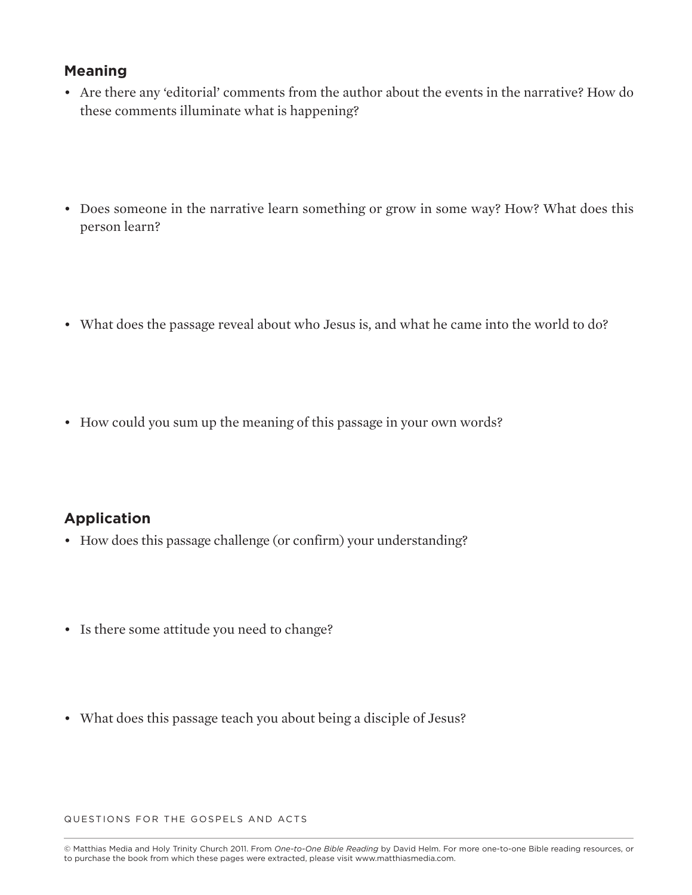## Meaning

- Are there any 'editorial' comments from the author about the events in the narrative? How do these comments illuminate what is happening?

- Does someone in the narrative learn something or grow in some way? How? What does this person learn?

- What does the passage reveal about who Jesus is, and what he came into the world to do?

- How could you sum up the meaning of this passage in your own words?

## Application

- How does this passage challenge (or confirm) your understanding?

- Is there some attitude you need to change?

- What does this passage teach you about being a disciple of Jesus?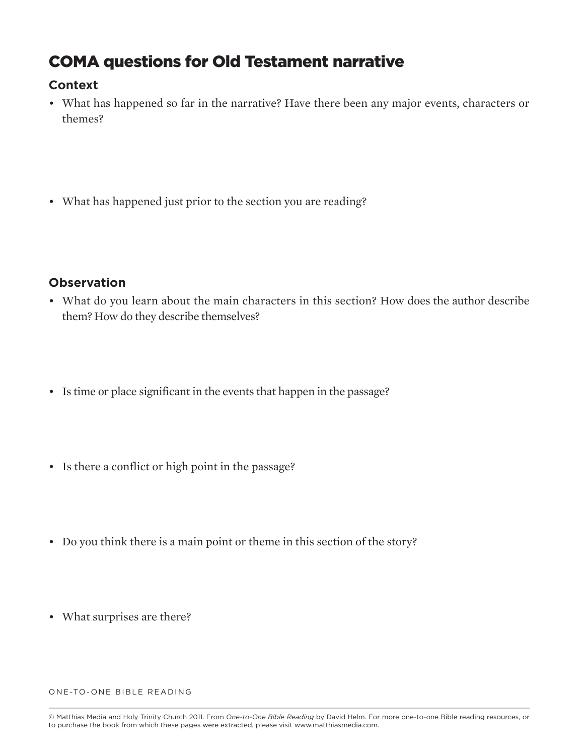# COMA questions for Old Testament narrative

## Context

- What has happened so far in the narrative? Have there been any major events, characters or themes?

- What has happened just prior to the section you are reading?

## Observation

- What do you learn about the main characters in this section? How does the author describe them? How do they describe themselves?

- Is time or place significant in the events that happen in the passage?

- Is there a conflict or high point in the passage?

- Do you think there is a main point or theme in this section of the story?

- What surprises are there?

© Matthias Media and Holy Trinity Church 2011. From *One-to-One Bible Reading* by David Helm. For more one-to-one Bible reading resources, or to purchase the book from which these pages were extracted, please visit www.matthiasmedia.com.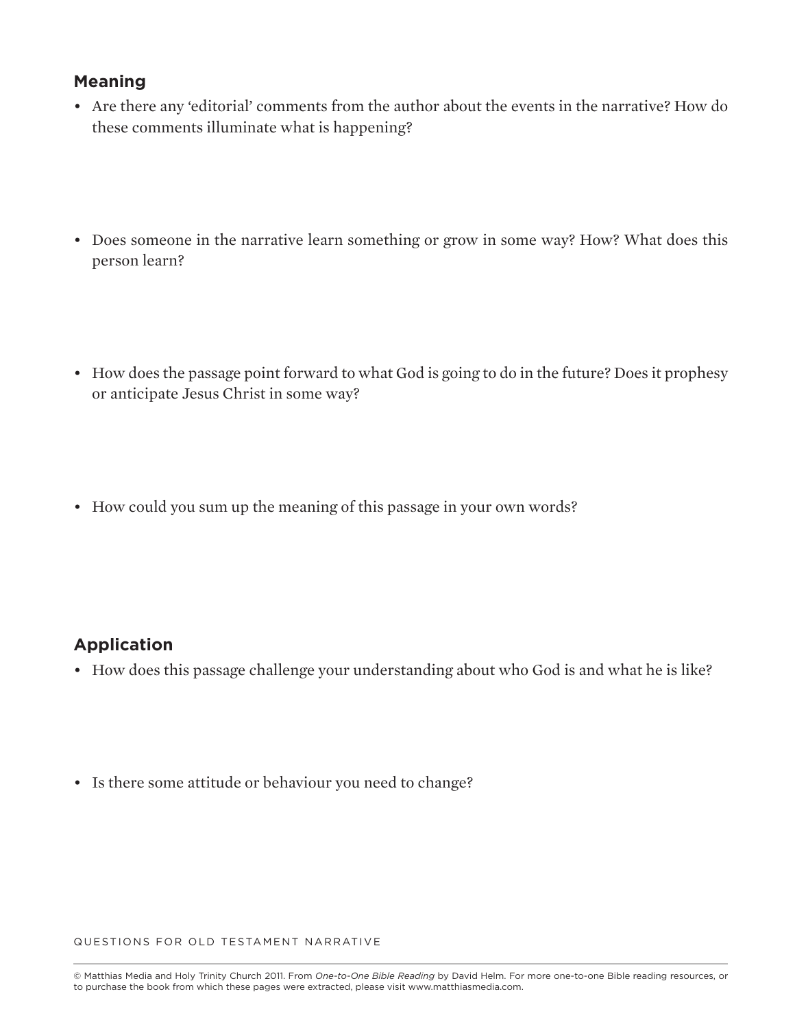## Meaning

- Are there any 'editorial' comments from the author about the events in the narrative? How do these comments illuminate what is happening?

- Does someone in the narrative learn something or grow in some way? How? What does this person learn?

- How does the passage point forward to what God is going to do in the future? Does it prophesy or anticipate Jesus Christ in some way?

- How could you sum up the meaning of this passage in your own words?

## Application

- How does this passage challenge your understanding about who God is and what he is like?

- Is there some attitude or behaviour you need to change?

© Matthias Media and Holy Trinity Church 2011. From *One-to-One Bible Reading* by David Helm. For more one-to-one Bible reading resources, or to purchase the book from which these pages were extracted, please visit www.matthiasmedia.com.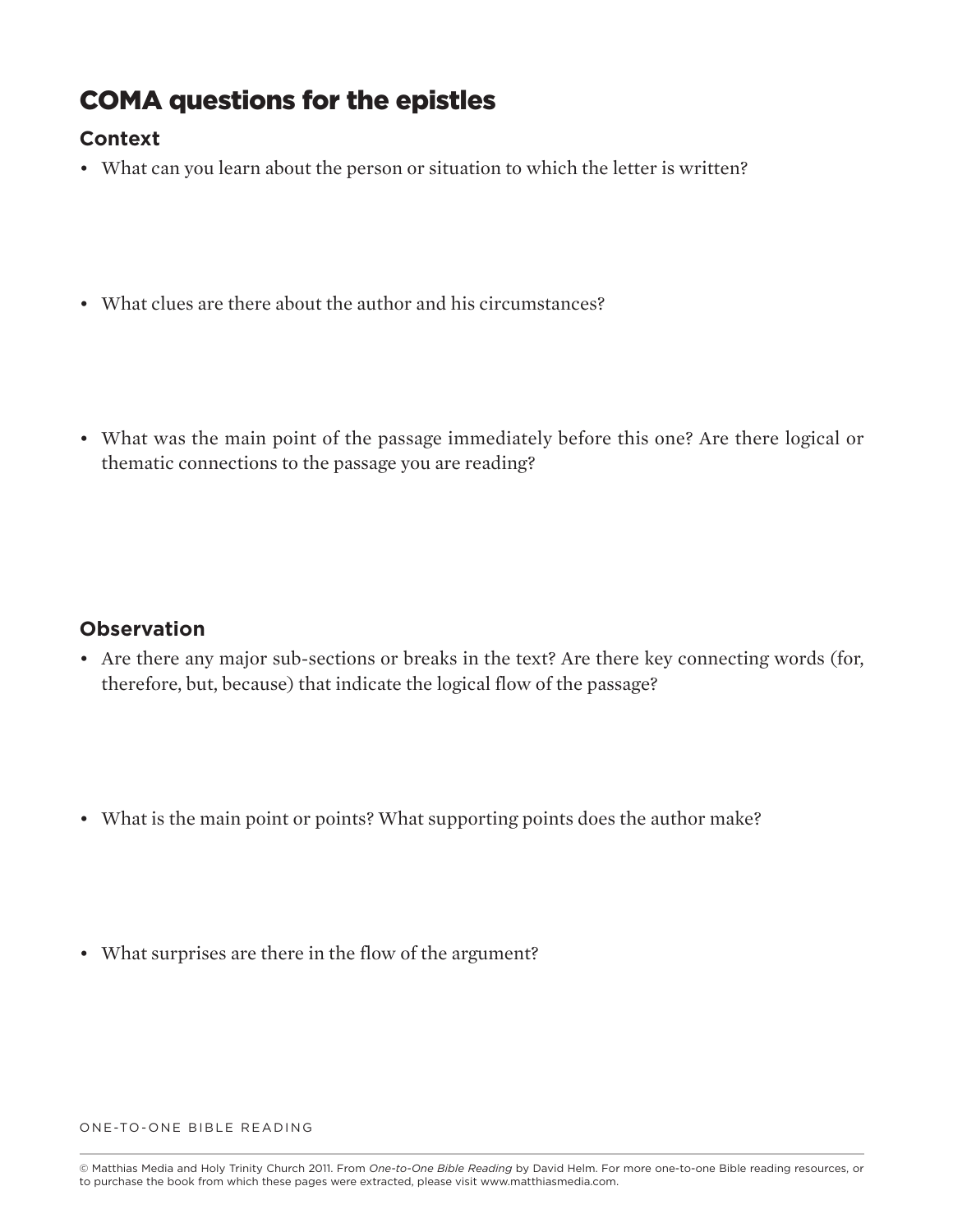## COMA questions for the epistles

### Context

- What can you learn about the person or situation to which the letter is written?

- What clues are there about the author and his circumstances?

- What was the main point of the passage immediately before this one? Are there logical or thematic connections to the passage you are reading?

### Observation

- Are there any major sub-sections or breaks in the text? Are there key connecting words (for, therefore, but, because) that indicate the logical flow of the passage?

- What is the main point or points? What supporting points does the author make?

- What surprises are there in the flow of the argument?

© Matthias Media and Holy Trinity Church 2011. From *One-to-One Bible Reading* by David Helm. For more one-to-one Bible reading resources, or to purchase the book from which these pages were extracted, please visit www.matthiasmedia.com.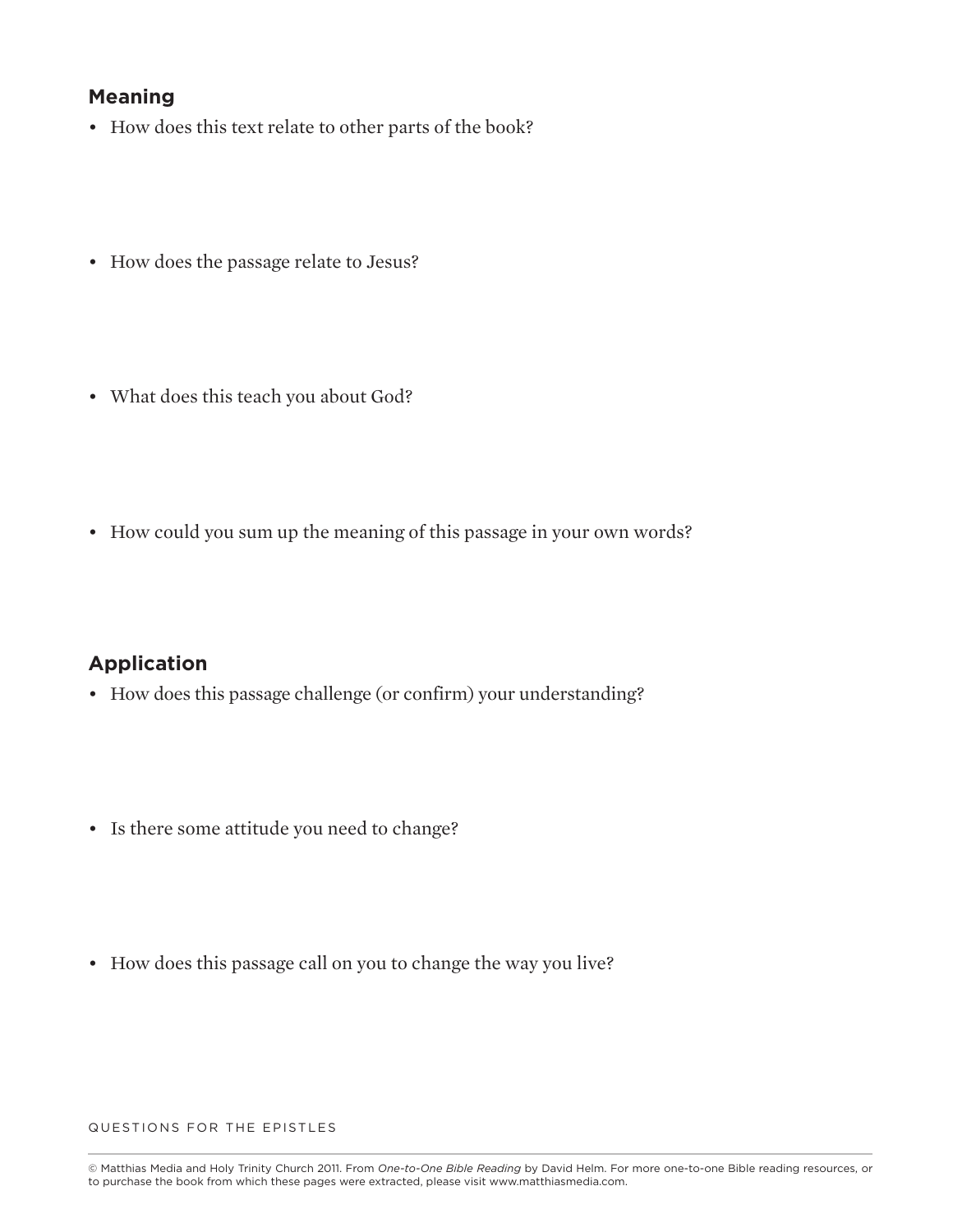## Meaning

- How does this text relate to other parts of the book?

- How does the passage relate to Jesus?

- What does this teach you about God?

- How could you sum up the meaning of this passage in your own words?

## Application

- How does this passage challenge (or confirm) your understanding?

- Is there some attitude you need to change?

- How does this passage call on you to change the way you live?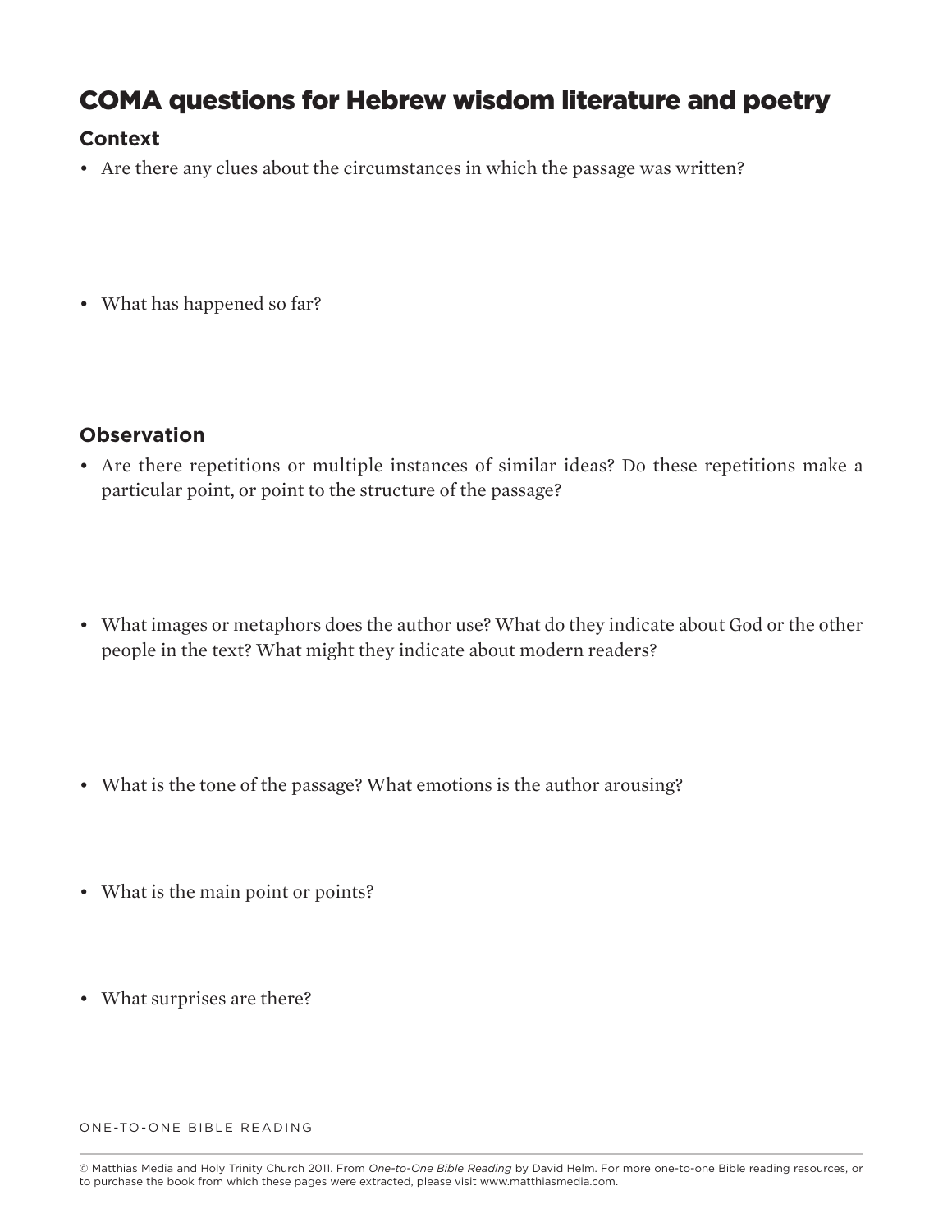# COMA questions for Hebrew wisdom literature and poetry

## Context

- Are there any clues about the circumstances in which the passage was written?

- What has happened so far?

## Observation

- Are there repetitions or multiple instances of similar ideas? Do these repetitions make a particular point, or point to the structure of the passage?

- What images or metaphors does the author use? What do they indicate about God or the other people in the text? What might they indicate about modern readers?

- What is the tone of the passage? What emotions is the author arousing?

- What is the main point or points?

- What surprises are there?

© Matthias Media and Holy Trinity Church 2011. From *One-to-One Bible Reading* by David Helm. For more one-to-one Bible reading resources, or to purchase the book from which these pages were extracted, please visit www.matthiasmedia.com.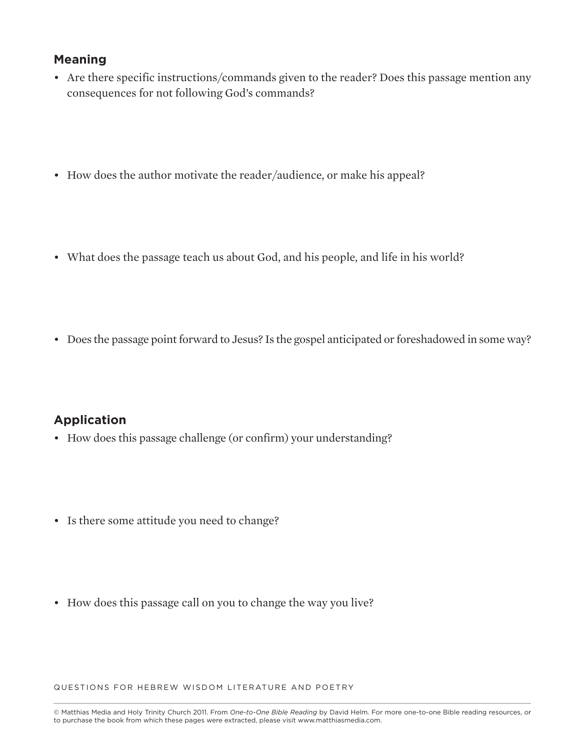## Meaning

- Are there specific instructions/commands given to the reader? Does this passage mention any consequences for not following God's commands?

- How does the author motivate the reader/audience, or make his appeal?

- What does the passage teach us about God, and his people, and life in his world?

- Does the passage point forward to Jesus? Is the gospel anticipated or foreshadowed in some way?

## Application

- How does this passage challenge (or confirm) your understanding?

- Is there some attitude you need to change?

- How does this passage call on you to change the way you live?

QUESTIONS FOR HEBREW WISDOM LITERATURE AND POETRY

© Matthias Media and Holy Trinity Church 2011. From *One-to-One Bible Reading* by David Helm. For more one-to-one Bible reading resources, or to purchase the book from which these pages were extracted, please visit www.matthiasmedia.com.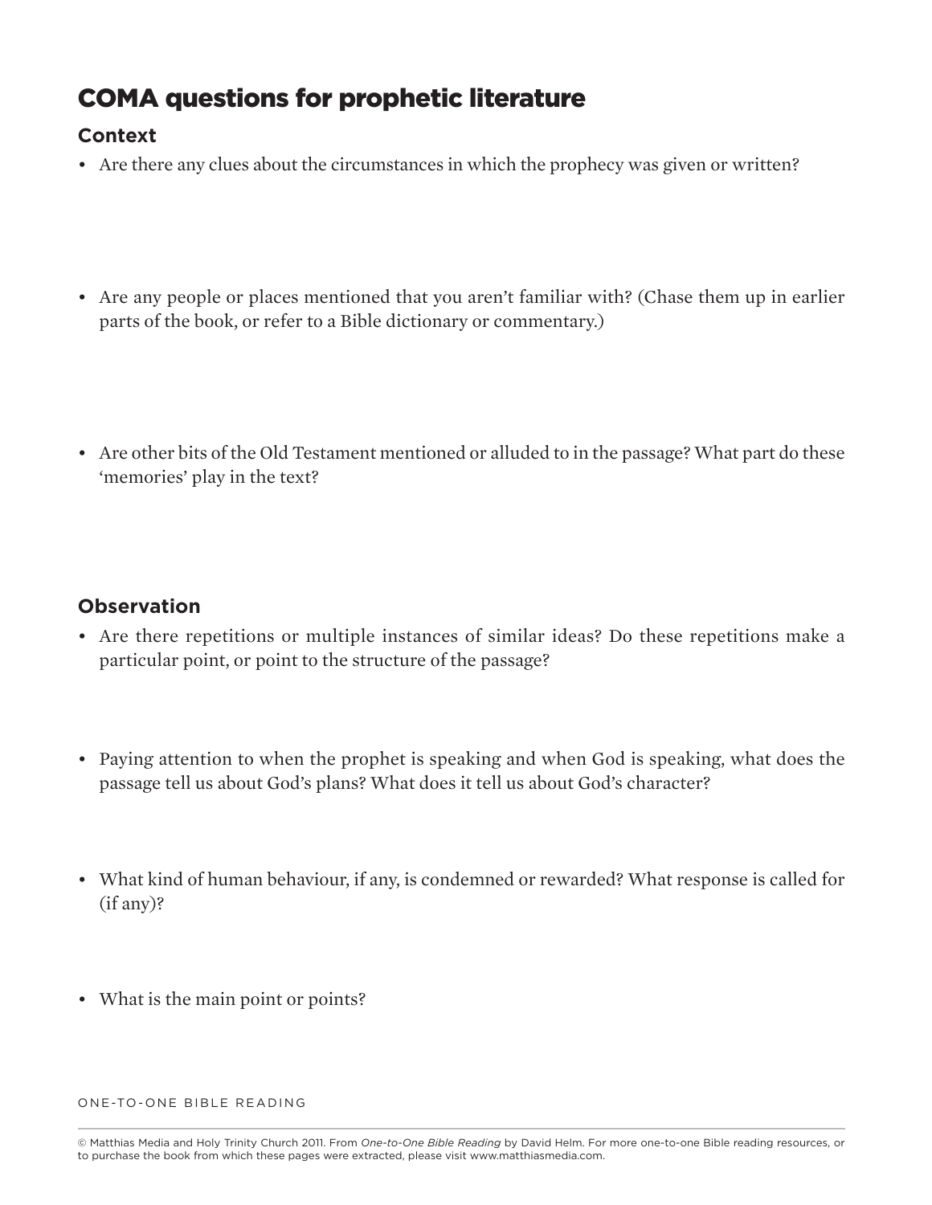## COMA questions for prophetic literature

### Context

- Are there any clues about the circumstances in which the prophecy was given or written?
- Are any people or places mentioned that you aren't familiar with? (Chase them up in earlier parts of the book, or refer to a Bible dictionary or commentary.)
- Are other bits of the Old Testament mentioned or alluded to in the passage? What part do these 'memories' play in the text?

### Observation

- Are there repetitions or multiple instances of similar ideas? Do these repetitions make a particular point, or point to the structure of the passage?
- Paying attention to when the prophet is speaking and when God is speaking, what does the passage tell us about God's plans? What does it tell us about God's character?
- What kind of human behaviour, if any, is condemned or rewarded? What response is called for (if any)?
- What is the main point or points?

ONE-TO-ONE BIBLE READING

© Matthias Media and Holy Trinity Church 2011. From *One-to-One Bible Reading* by David Helm. For more one-to-one Bible reading resources, or to purchase the book from which these pages were extracted, please visit www.matthiasmedia.com.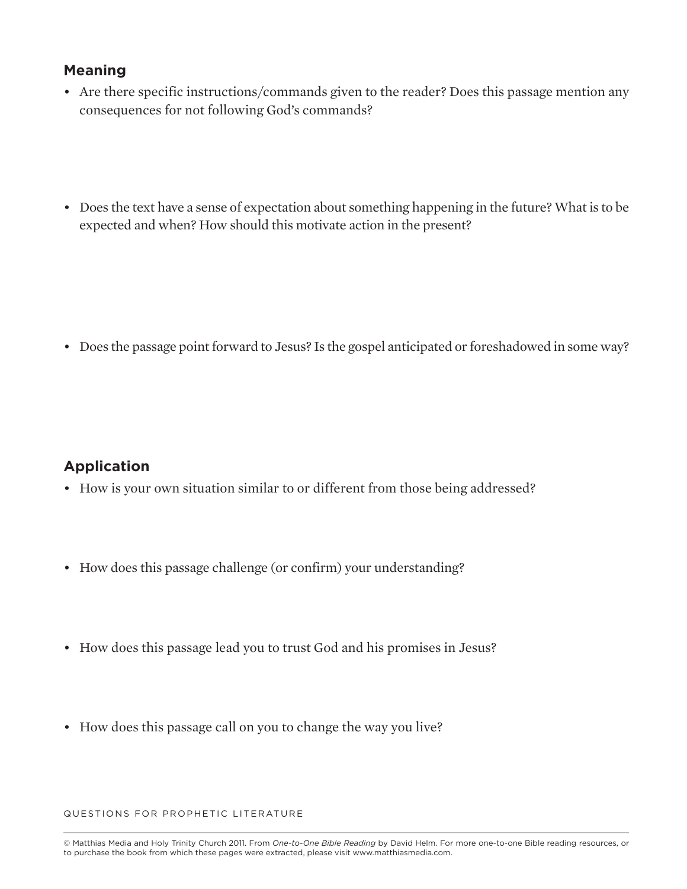## Meaning

- Are there specific instructions/commands given to the reader? Does this passage mention any consequences for not following God's commands?

- Does the text have a sense of expectation about something happening in the future? What is to be expected and when? How should this motivate action in the present?

- Does the passage point forward to Jesus? Is the gospel anticipated or foreshadowed in some way?

## Application

- How is your own situation similar to or different from those being addressed?

- How does this passage challenge (or confirm) your understanding?

- How does this passage lead you to trust God and his promises in Jesus?

- How does this passage call on you to change the way you live?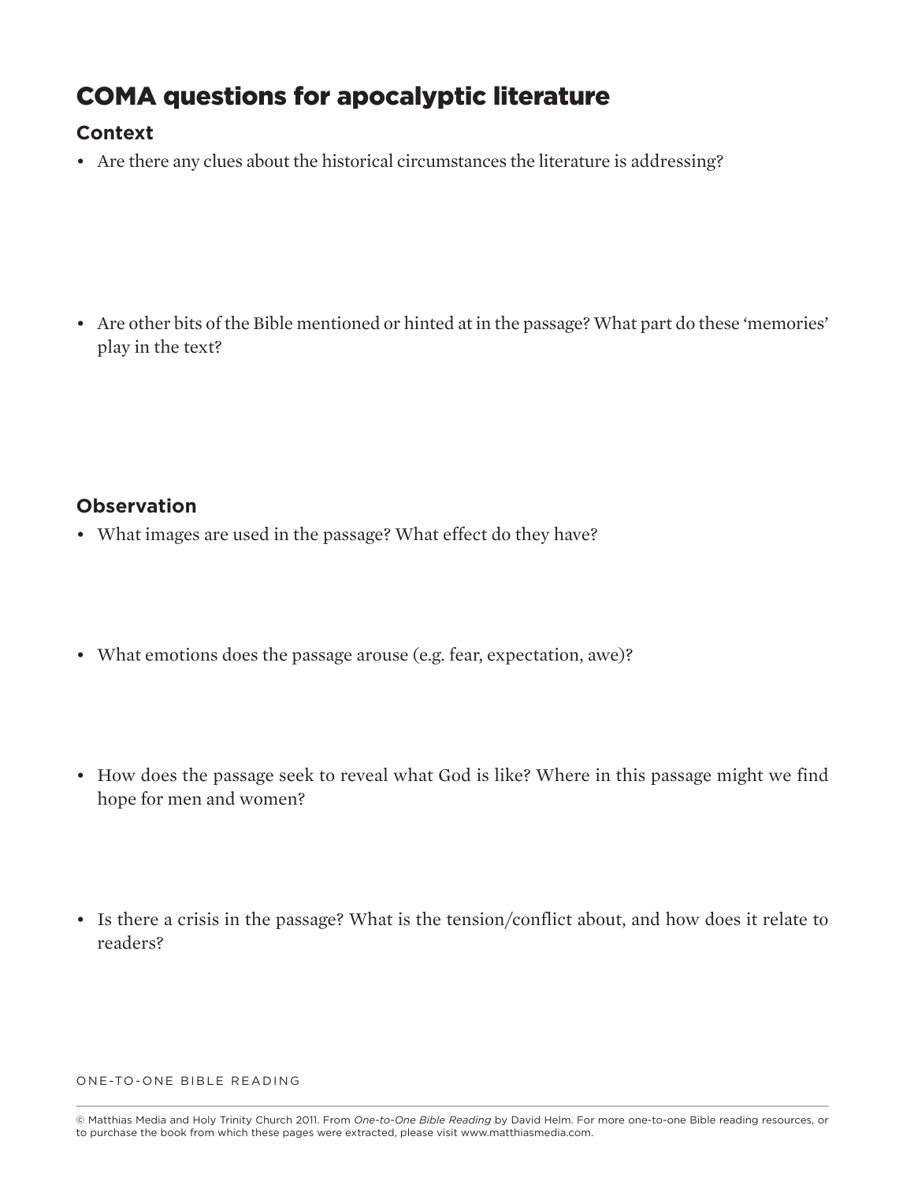# COMA questions for apocalyptic literature

## Context

- Are there any clues about the historical circumstances the literature is addressing?

- Are other bits of the Bible mentioned or hinted at in the passage? What part do these 'memories' play in the text?

## Observation

- What images are used in the passage? What effect do they have?

- What emotions does the passage arouse (e.g. fear, expectation, awe)?

- How does the passage seek to reveal what God is like? Where in this passage might we find hope for men and women?

- Is there a crisis in the passage? What is the tension/conflict about, and how does it relate to readers?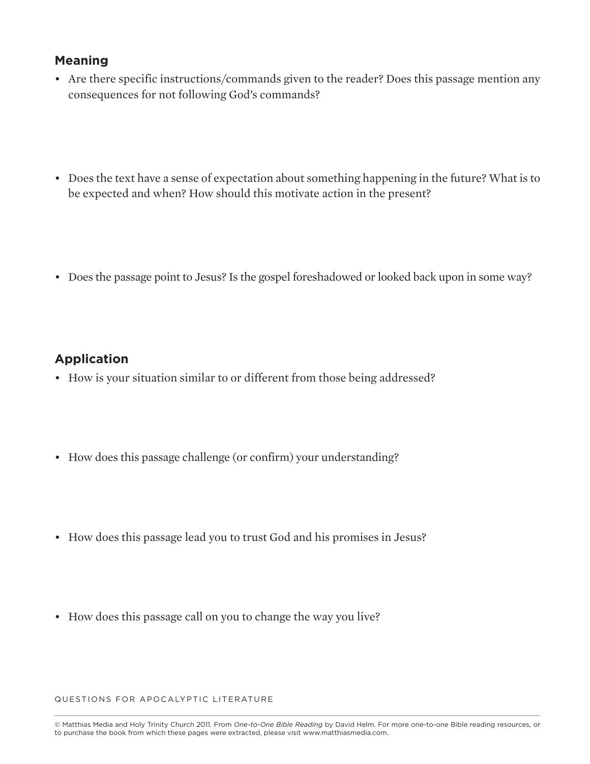## Meaning

- Are there specific instructions/commands given to the reader? Does this passage mention any consequences for not following God's commands?

- Does the text have a sense of expectation about something happening in the future? What is to be expected and when? How should this motivate action in the present?

- Does the passage point to Jesus? Is the gospel foreshadowed or looked back upon in some way?

## Application

- How is your situation similar to or different from those being addressed?

- How does this passage challenge (or confirm) your understanding?

- How does this passage lead you to trust God and his promises in Jesus?

- How does this passage call on you to change the way you live?

QUESTIONS FOR APOCALYPTIC LITERATURE

© Matthias Media and Holy Trinity Church 2011. From *One-to-One Bible Reading* by David Helm. For more one-to-one Bible reading resources, or to purchase the book from which these pages were extracted, please visit www.matthiasmedia.com.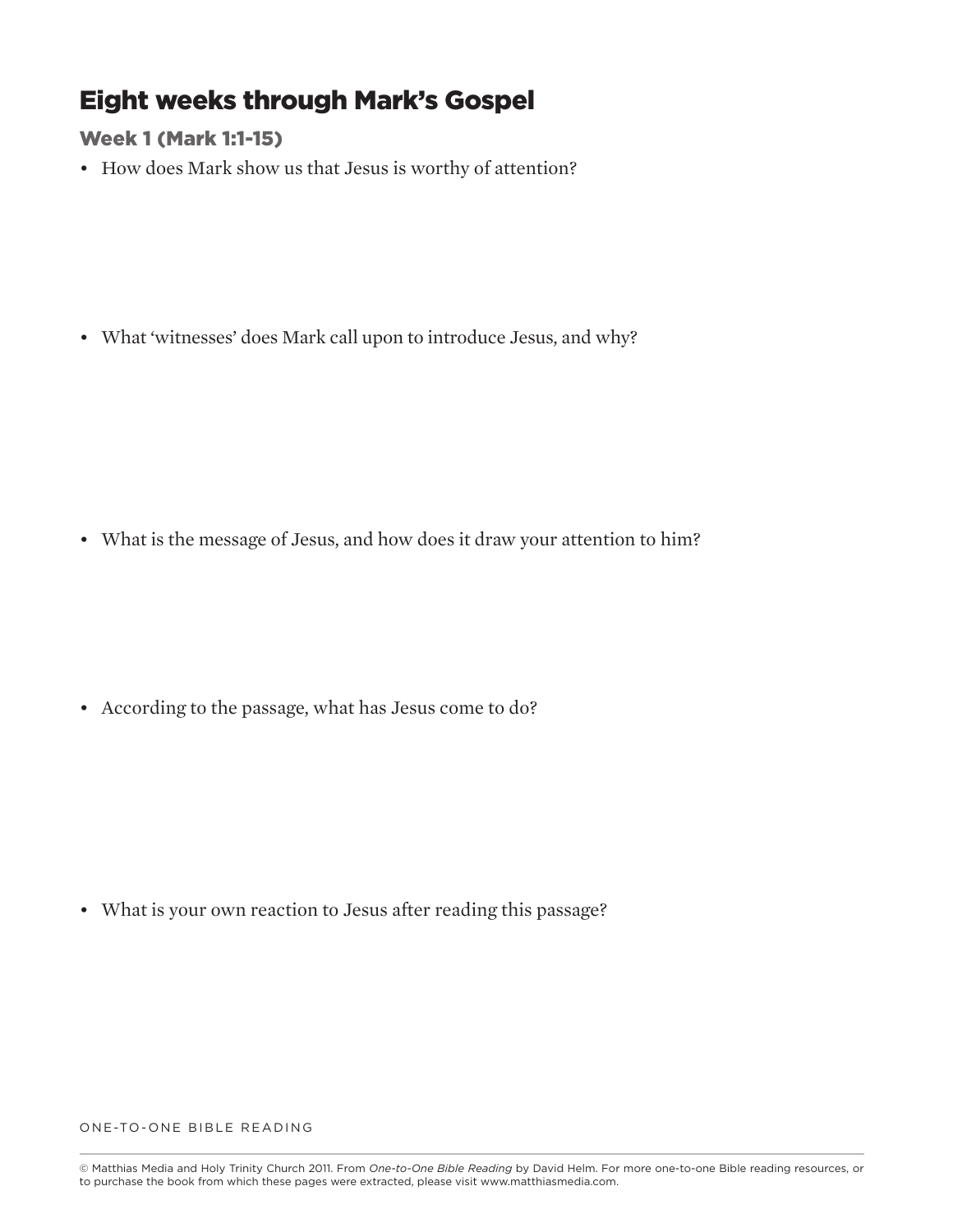# Eight weeks through Mark's Gospel

## Week 1 (Mark 1:1-15)

- How does Mark show us that Jesus is worthy of attention?

- What 'witnesses' does Mark call upon to introduce Jesus, and why?

- What is the message of Jesus, and how does it draw your attention to him?

- According to the passage, what has Jesus come to do?

- What is your own reaction to Jesus after reading this passage?

ONE-TO-ONE BIBLE READING

© Matthias Media and Holy Trinity Church 2011. From *One-to-One Bible Reading* by David Helm. For more one-to-one Bible reading resources, or to purchase the book from which these pages were extracted, please visit www.matthiasmedia.com.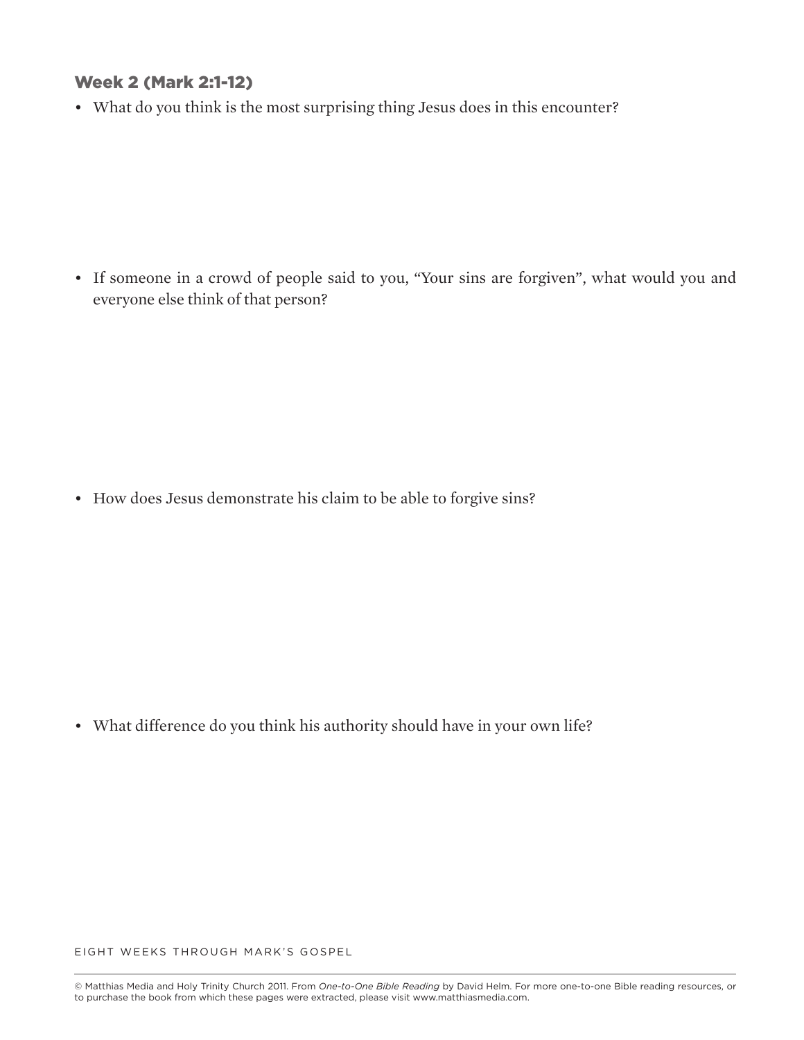## Week 2 (Mark 2:1-12)

- What do you think is the most surprising thing Jesus does in this encounter?

- If someone in a crowd of people said to you, "Your sins are forgiven", what would you and everyone else think of that person?

- How does Jesus demonstrate his claim to be able to forgive sins?

- What difference do you think his authority should have in your own life?

© Matthias Media and Holy Trinity Church 2011. From *One-to-One Bible Reading* by David Helm. For more one-to-one Bible reading resources, or to purchase the book from which these pages were extracted, please visit www.matthiasmedia.com.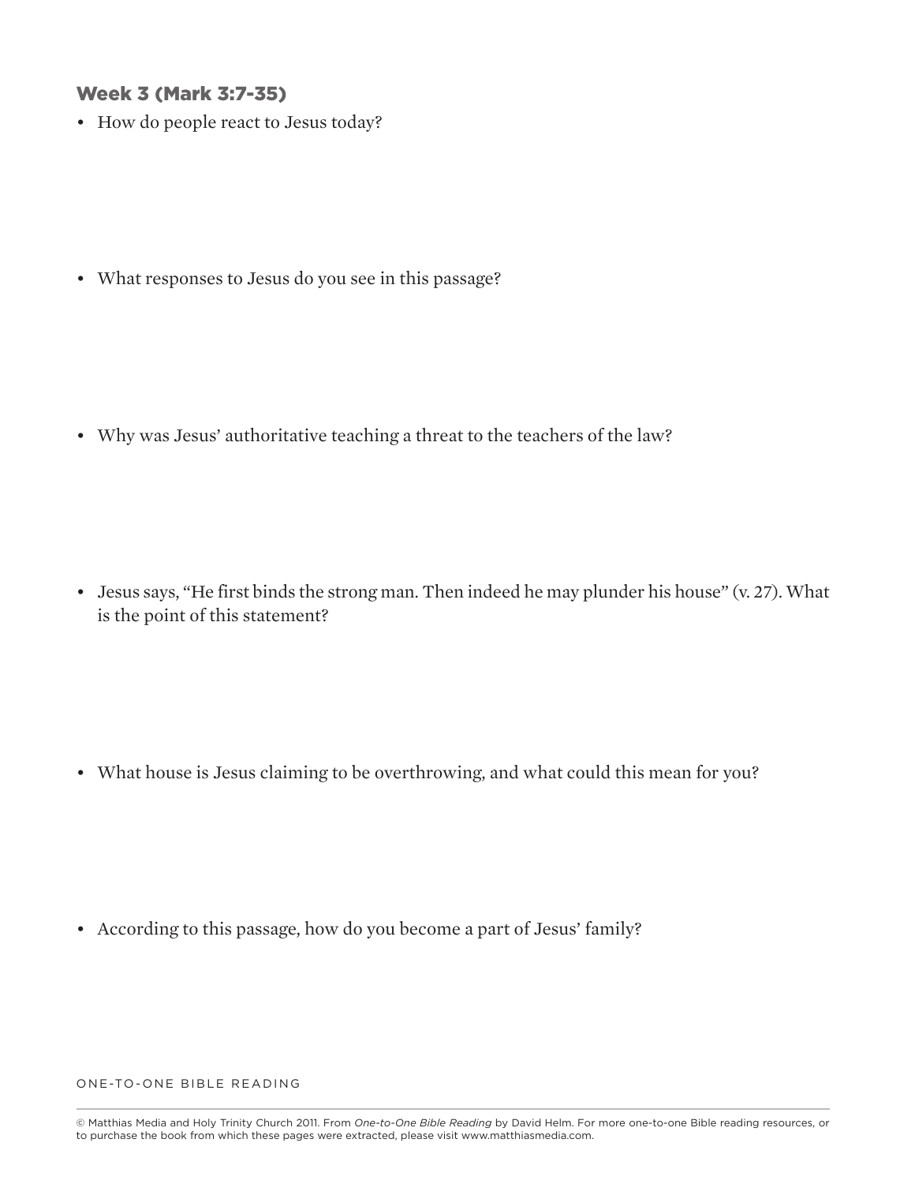### Week 3 (Mark 3:7-35)

- How do people react to Jesus today?

- What responses to Jesus do you see in this passage?

- Why was Jesus' authoritative teaching a threat to the teachers of the law?

- Jesus says, "He first binds the strong man. Then indeed he may plunder his house" (v. 27). What is the point of this statement?

- What house is Jesus claiming to be overthrowing, and what could this mean for you?

- According to this passage, how do you become a part of Jesus' family?

© Matthias Media and Holy Trinity Church 2011. From *One-to-One Bible Reading* by David Helm. For more one-to-one Bible reading resources, or to purchase the book from which these pages were extracted, please visit www.matthiasmedia.com.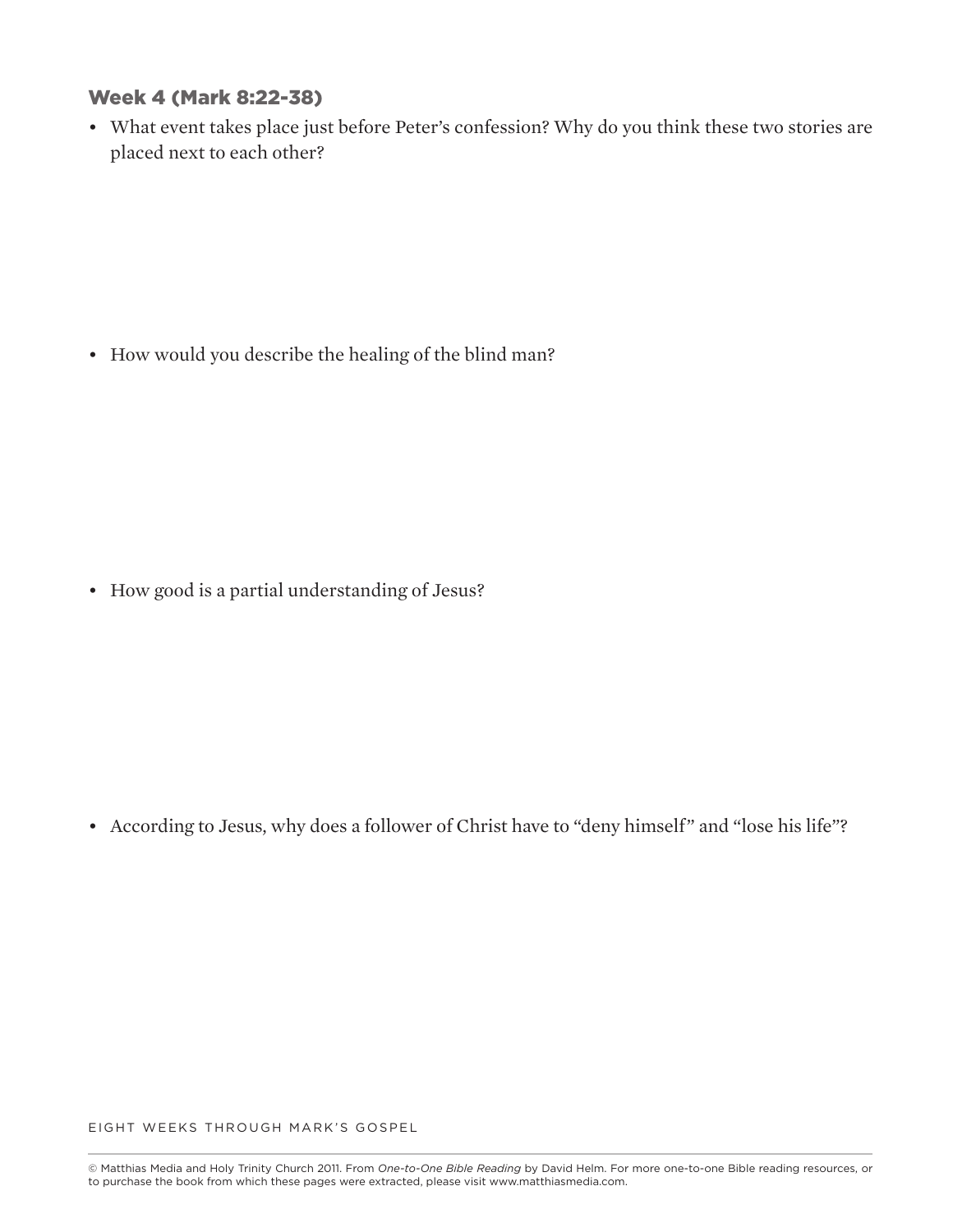### Week 4 (Mark 8:22-38)

- What event takes place just before Peter's confession? Why do you think these two stories are placed next to each other?

- How would you describe the healing of the blind man?

- How good is a partial understanding of Jesus?

- According to Jesus, why does a follower of Christ have to "deny himself" and "lose his life"?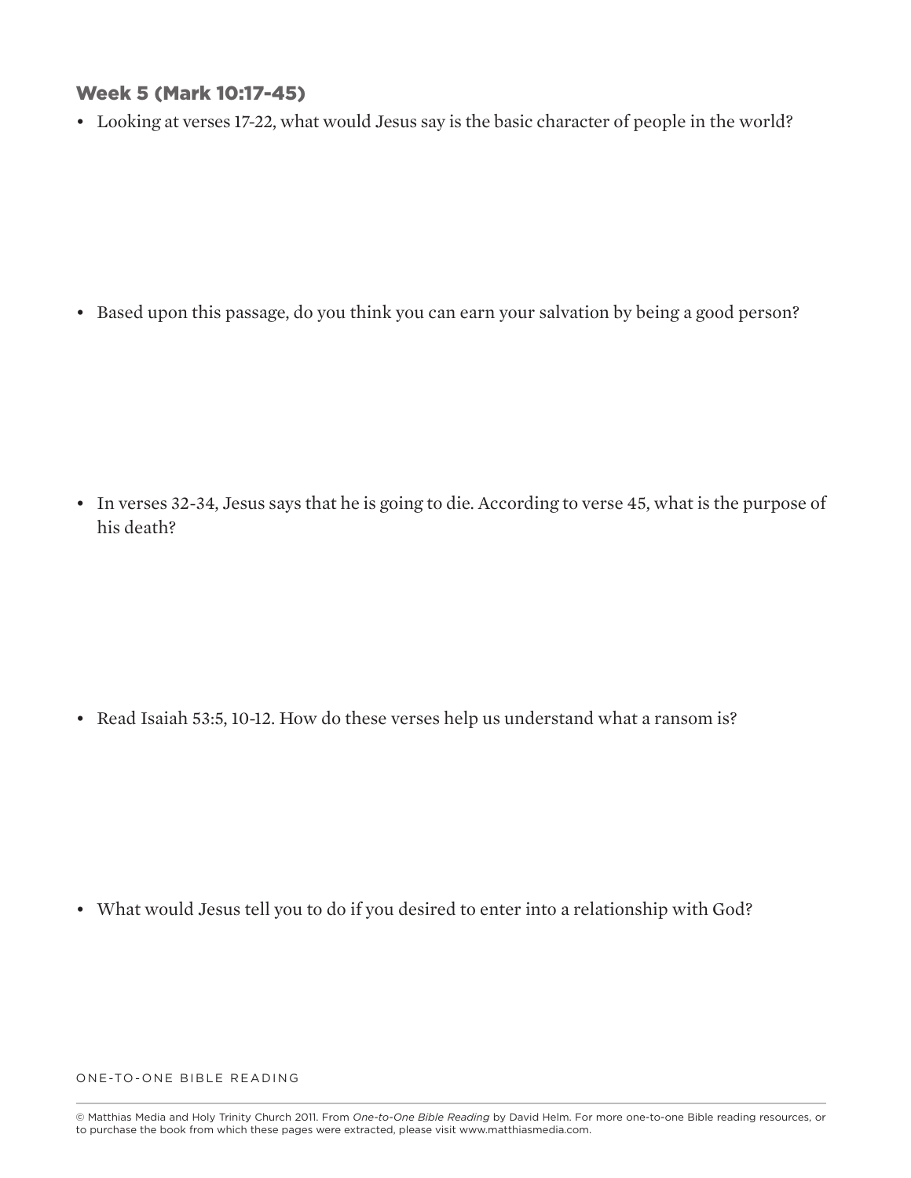## Week 5 (Mark 10:17-45)

- Looking at verses 17-22, what would Jesus say is the basic character of people in the world?

- Based upon this passage, do you think you can earn your salvation by being a good person?

- In verses 32-34, Jesus says that he is going to die. According to verse 45, what is the purpose of his death?

- Read Isaiah 53:5, 10-12. How do these verses help us understand what a ransom is?

- What would Jesus tell you to do if you desired to enter into a relationship with God?

© Matthias Media and Holy Trinity Church 2011. From *One-to-One Bible Reading* by David Helm. For more one-to-one Bible reading resources, or to purchase the book from which these pages were extracted, please visit www.matthiasmedia.com.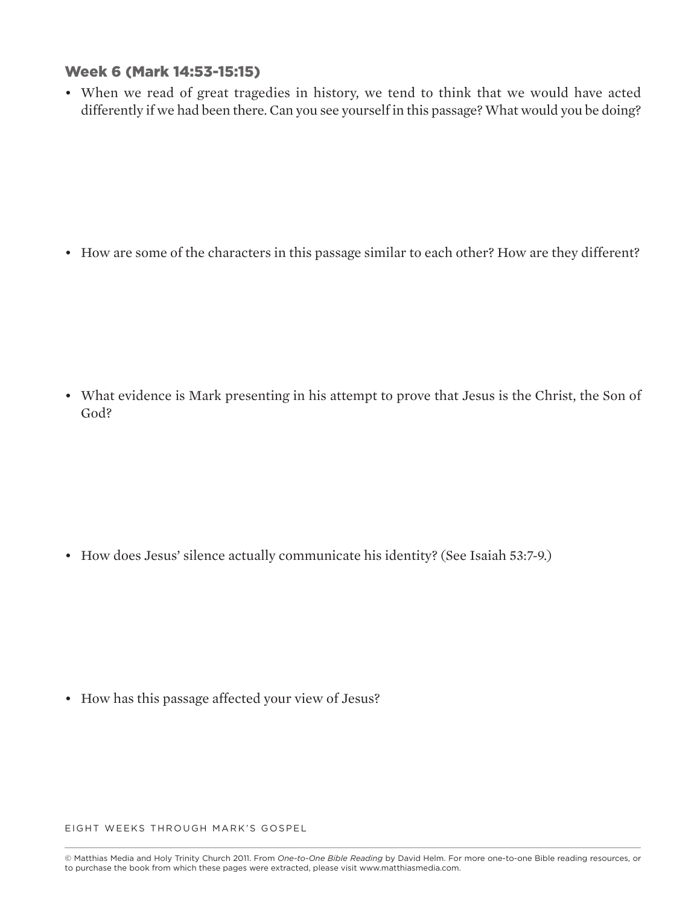## Week 6 (Mark 14:53-15:15)

- When we read of great tragedies in history, we tend to think that we would have acted differently if we had been there. Can you see yourself in this passage? What would you be doing?

- How are some of the characters in this passage similar to each other? How are they different?

- What evidence is Mark presenting in his attempt to prove that Jesus is the Christ, the Son of God?

- How does Jesus' silence actually communicate his identity? (See Isaiah 53:7-9.)

- How has this passage affected your view of Jesus?

EIGHT WEEKS THROUGH MARK'S GOSPEL

© Matthias Media and Holy Trinity Church 2011. From *One-to-One Bible Reading* by David Helm. For more one-to-one Bible reading resources, or to purchase the book from which these pages were extracted, please visit www.matthiasmedia.com.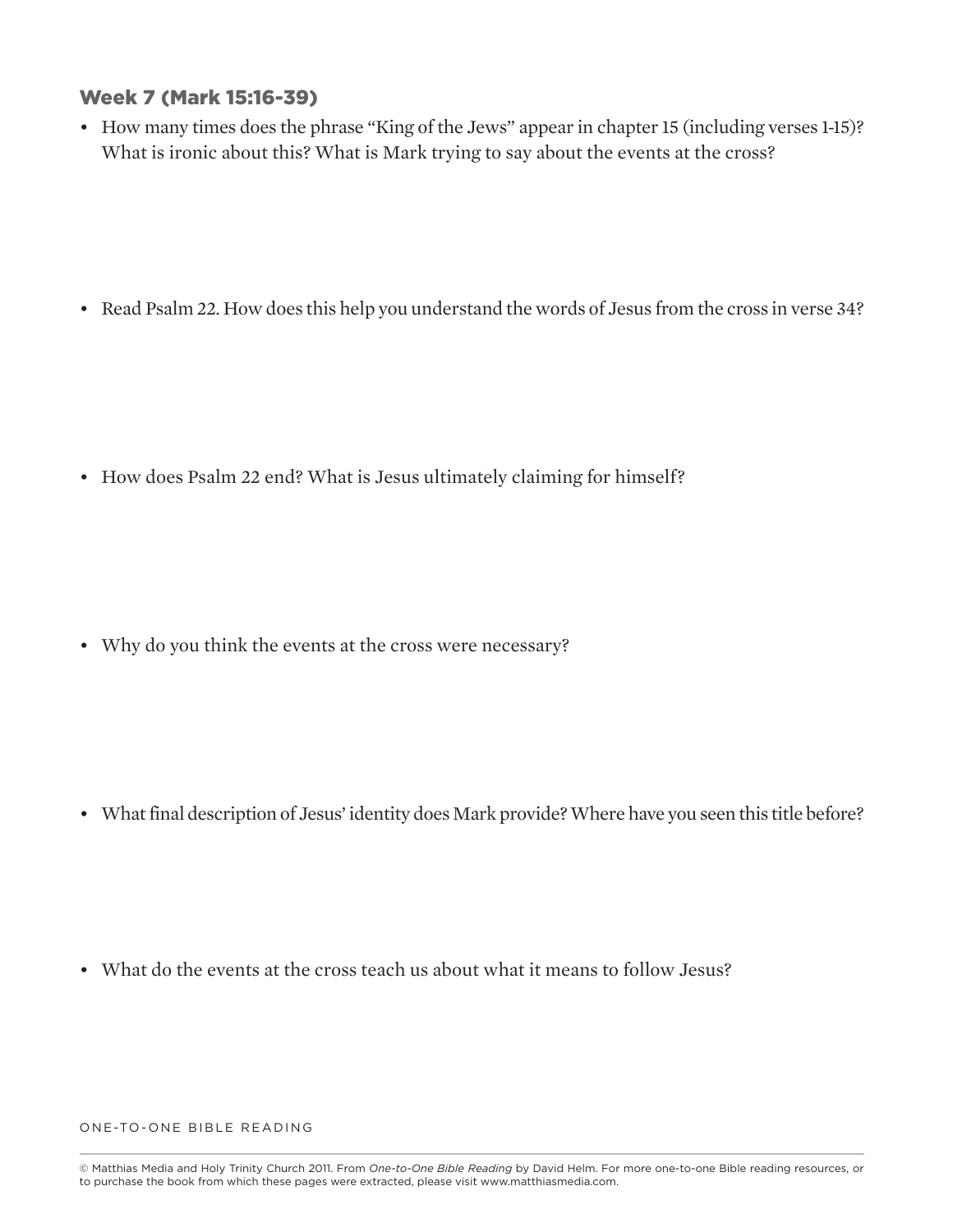## Week 7 (Mark 15:16-39)

- How many times does the phrase “King of the Jews” appear in chapter 15 (including verses 1-15)? What is ironic about this? What is Mark trying to say about the events at the cross?

- Read Psalm 22. How does this help you understand the words of Jesus from the cross in verse 34?

- How does Psalm 22 end? What is Jesus ultimately claiming for himself?

- Why do you think the events at the cross were necessary?

- What final description of Jesus’ identity does Mark provide? Where have you seen this title before?

- What do the events at the cross teach us about what it means to follow Jesus?

© Matthias Media and Holy Trinity Church 2011. From *One-to-One Bible Reading* by David Helm. For more one-to-one Bible reading resources, or to purchase the book from which these pages were extracted, please visit www.matthiasmedia.com.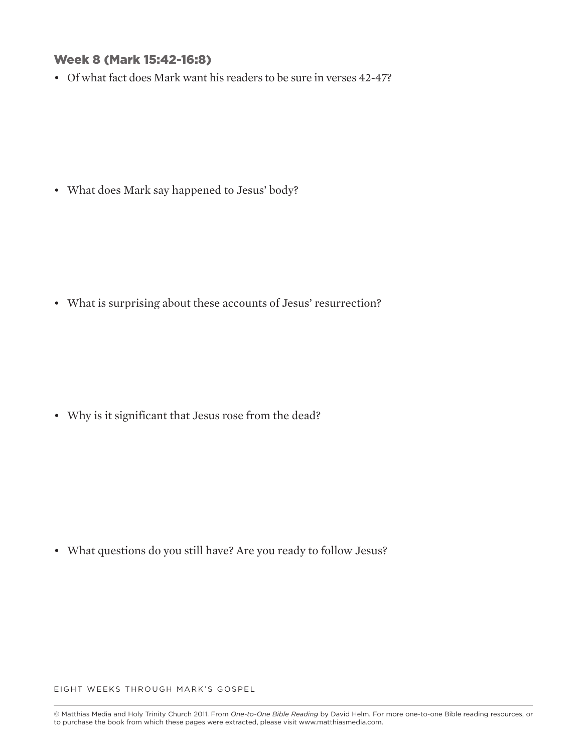### Week 8 (Mark 15:42-16:8)

- Of what fact does Mark want his readers to be sure in verses 42-47?

- What does Mark say happened to Jesus' body?

- What is surprising about these accounts of Jesus' resurrection?

- Why is it significant that Jesus rose from the dead?

- What questions do you still have? Are you ready to follow Jesus?

© Matthias Media and Holy Trinity Church 2011. From *One-to-One Bible Reading* by David Helm. For more one-to-one Bible reading resources, or to purchase the book from which these pages were extracted, please visit www.matthiasmedia.com.